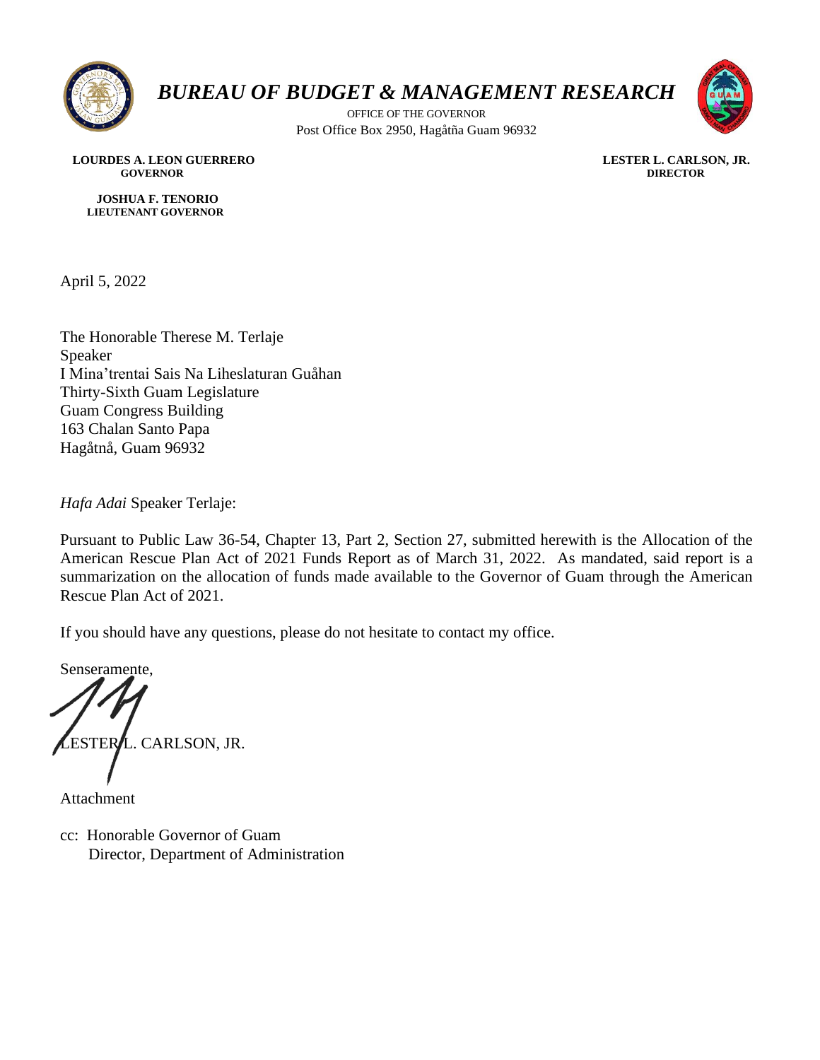# *BUREAU OF BUDGET & MANAGEMENT RESEARCH*

OFFICE OF THE GOVERNOR
Post Office Box 2950, Hagåtña Guam 96932

**LOURDES A. LEON GUERRERO**
**GOVERNOR**

**JOSHUA F. TENORIO**
**LIEUTENANT GOVERNOR**

**LESTER L. CARLSON, JR.**
**DIRECTOR**

April 5, 2022

The Honorable Therese M. Terlaje
Speaker
I Mina'trentai Sais Na Liheslaturan Guåhan
Thirty-Sixth Guam Legislature
Guam Congress Building
163 Chalan Santo Papa
Hagåtnå, Guam 96932

*Hafa Adai* Speaker Terlaje:

Pursuant to Public Law 36-54, Chapter 13, Part 2, Section 27, submitted herewith is the Allocation of the American Rescue Plan Act of 2021 Funds Report as of March 31, 2022. As mandated, said report is a summarization on the allocation of funds made available to the Governor of Guam through the American Rescue Plan Act of 2021.

If you should have any questions, please do not hesitate to contact my office.

Senseramente,

LESTER L. CARLSON, JR.

Attachment

cc: Honorable Governor of Guam
Director, Department of Administration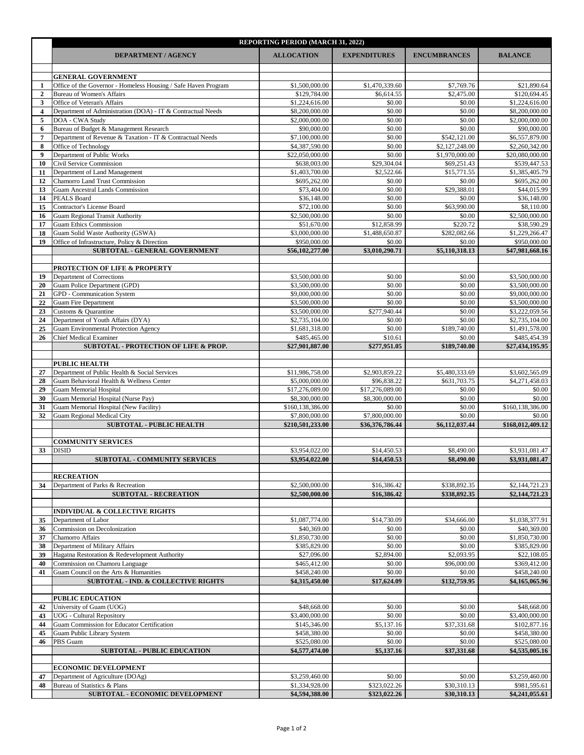| | REPORTING PERIOD (MARCH 31, 2022) | | | | |
|---|---|---|---|---|---|
| | **DEPARTMENT / AGENCY** | **ALLOCATION** | **EXPENDITURES** | **ENCUMBRANCES** | **BALANCE** |
| | | | | | |
| | **GENERAL GOVERNMENT** | | | | |
| 1 | Office of the Governor - Homeless Housing / Safe Haven Program | $1,500,000.00 | $1,470,339.60 | $7,769.76 | $21,890.64 |
| 2 | Bureau of Women's Affairs | $129,784.00 | $6,614.55 | $2,475.00 | $120,694.45 |
| 3 | Office of Veteran's Affairs | $1,224,616.00 | $0.00 | $0.00 | $1,224,616.00 |
| 4 | Department of Administration (DOA) - IT & Contractual Needs | $8,200,000.00 | $0.00 | $0.00 | $8,200,000.00 |
| 5 | DOA - CWA Study | $2,000,000.00 | $0.00 | $0.00 | $2,000,000.00 |
| 6 | Bureau of Budget & Management Research | $90,000.00 | $0.00 | $0.00 | $90,000.00 |
| 7 | Department of Revenue & Taxation - IT & Contractual Needs | $7,100,000.00 | $0.00 | $542,121.00 | $6,557,879.00 |
| 8 | Office of Technology | $4,387,590.00 | $0.00 | $2,127,248.00 | $2,260,342.00 |
| 9 | Department of Public Works | $22,050,000.00 | $0.00 | $1,970,000.00 | $20,080,000.00 |
| 10 | Civil Service Commission | $638,003.00 | $29,304.04 | $69,251.43 | $539,447.53 |
| 11 | Department of Land Management | $1,403,700.00 | $2,522.66 | $15,771.55 | $1,385,405.79 |
| 12 | Chamorro Land Trust Commission | $695,262.00 | $0.00 | $0.00 | $695,262.00 |
| 13 | Guam Ancestral Lands Commission | $73,404.00 | $0.00 | $29,388.01 | $44,015.99 |
| 14 | PEALS Board | $36,148.00 | $0.00 | $0.00 | $36,148.00 |
| 15 | Contractor's License Board | $72,100.00 | $0.00 | $63,990.00 | $8,110.00 |
| 16 | Guam Regional Transit Authority | $2,500,000.00 | $0.00 | $0.00 | $2,500,000.00 |
| 17 | Guam Ethics Commission | $51,670.00 | $12,858.99 | $220.72 | $38,590.29 |
| 18 | Guam Solid Waste Authority (GSWA) | $3,000,000.00 | $1,488,650.87 | $282,082.66 | $1,229,266.47 |
| 19 | Office of Infrastructure, Policy & Direction | $950,000.00 | $0.00 | $0.00 | $950,000.00 |
| | **SUBTOTAL - GENERAL GOVERNMENT** | **$56,102,277.00** | **$3,010,290.71** | **$5,110,318.13** | **$47,981,668.16** |
| | | | | | |
| | **PROTECTION OF LIFE & PROPERTY** | | | | |
| 19 | Department of Corrections | $3,500,000.00 | $0.00 | $0.00 | $3,500,000.00 |
| 20 | Guam Police Department (GPD) | $3,500,000.00 | $0.00 | $0.00 | $3,500,000.00 |
| 21 | GPD - Communication System | $9,000,000.00 | $0.00 | $0.00 | $9,000,000.00 |
| 22 | Guam Fire Department | $3,500,000.00 | $0.00 | $0.00 | $3,500,000.00 |
| 23 | Customs & Quarantine | $3,500,000.00 | $277,940.44 | $0.00 | $3,222,059.56 |
| 24 | Department of Youth Affairs (DYA) | $2,735,104.00 | $0.00 | $0.00 | $2,735,104.00 |
| 25 | Guam Environmental Protection Agency | $1,681,318.00 | $0.00 | $189,740.00 | $1,491,578.00 |
| 26 | Chief Medical Examiner | $485,465.00 | $10.61 | $0.00 | $485,454.39 |
| | **SUBTOTAL - PROTECTION OF LIFE & PROP.** | **$27,901,887.00** | **$277,951.05** | **$189,740.00** | **$27,434,195.95** |
| | | | | | |
| | **PUBLIC HEALTH** | | | | |
| 27 | Department of Public Health & Social Services | $11,986,758.00 | $2,903,859.22 | $5,480,333.69 | $3,602,565.09 |
| 28 | Guam Behavioral Health & Wellness Center | $5,000,000.00 | $96,838.22 | $631,703.75 | $4,271,458.03 |
| 29 | Guam Memorial Hospital | $17,276,089.00 | $17,276,089.00 | $0.00 | $0.00 |
| 30 | Guam Memorial Hospital (Nurse Pay) | $8,300,000.00 | $8,300,000.00 | $0.00 | $0.00 |
| 31 | Guam Memorial Hospital (New Facility) | $160,138,386.00 | $0.00 | $0.00 | $160,138,386.00 |
| 32 | Guam Regional Medical City | $7,800,000.00 | $7,800,000.00 | $0.00 | $0.00 |
| | **SUBTOTAL - PUBLIC HEALTH** | **$210,501,233.00** | **$36,376,786.44** | **$6,112,037.44** | **$168,012,409.12** |
| | | | | | |
| | **COMMUNITY SERVICES** | | | | |
| 33 | DISID | $3,954,022.00 | $14,450.53 | $8,490.00 | $3,931,081.47 |
| | **SUBTOTAL - COMMUNITY SERVICES** | **$3,954,022.00** | **$14,450.53** | **$8,490.00** | **$3,931,081.47** |
| | | | | | |
| | **RECREATION** | | | | |
| 34 | Department of Parks & Recreation | $2,500,000.00 | $16,386.42 | $338,892.35 | $2,144,721.23 |
| | **SUBTOTAL - RECREATION** | **$2,500,000.00** | **$16,386.42** | **$338,892.35** | **$2,144,721.23** |
| | | | | | |
| | **INDIVIDUAL & COLLECTIVE RIGHTS** | | | | |
| 35 | Department of Labor | $1,087,774.00 | $14,730.09 | $34,666.00 | $1,038,377.91 |
| 36 | Commission on Decolonization | $40,369.00 | $0.00 | $0.00 | $40,369.00 |
| 37 | Chamorro Affairs | $1,850,730.00 | $0.00 | $0.00 | $1,850,730.00 |
| 38 | Department of Military Affairs | $385,829.00 | $0.00 | $0.00 | $385,829.00 |
| 39 | Hagatna Restoration & Redevelopment Authority | $27,096.00 | $2,894.00 | $2,093.95 | $22,108.05 |
| 40 | Commission on Chamoru Language | $465,412.00 | $0.00 | $96,000.00 | $369,412.00 |
| 41 | Guam Council on the Arts & Humanities | $458,240.00 | $0.00 | $0.00 | $458,240.00 |
| | **SUBTOTAL - IND. & COLLECTIVE RIGHTS** | **$4,315,450.00** | **$17,624.09** | **$132,759.95** | **$4,165,065.96** |
| | | | | | |
| | **PUBLIC EDUCATION** | | | | |
| 42 | University of Guam (UOG) | $48,668.00 | $0.00 | $0.00 | $48,668.00 |
| 43 | UOG - Cultural Repository | $3,400,000.00 | $0.00 | $0.00 | $3,400,000.00 |
| 44 | Guam Commission for Educator Certification | $145,346.00 | $5,137.16 | $37,331.68 | $102,877.16 |
| 45 | Guam Public Library System | $458,380.00 | $0.00 | $0.00 | $458,380.00 |
| 46 | PBS Guam | $525,080.00 | $0.00 | $0.00 | $525,080.00 |
| | **SUBTOTAL - PUBLIC EDUCATION** | **$4,577,474.00** | **$5,137.16** | **$37,331.68** | **$4,535,005.16** |
| | | | | | |
| | **ECONOMIC DEVELOPMENT** | | | | |
| 47 | Department of Agriculture (DOAg) | $3,259,460.00 | $0.00 | $0.00 | $3,259,460.00 |
| 48 | Bureau of Statistics & Plans | $1,334,928.00 | $323,022.26 | $30,310.13 | $981,595.61 |
| | **SUBTOTAL - ECONOMIC DEVELOPMENT** | **$4,594,388.00** | **$323,022.26** | **$30,310.13** | **$4,241,055.61** |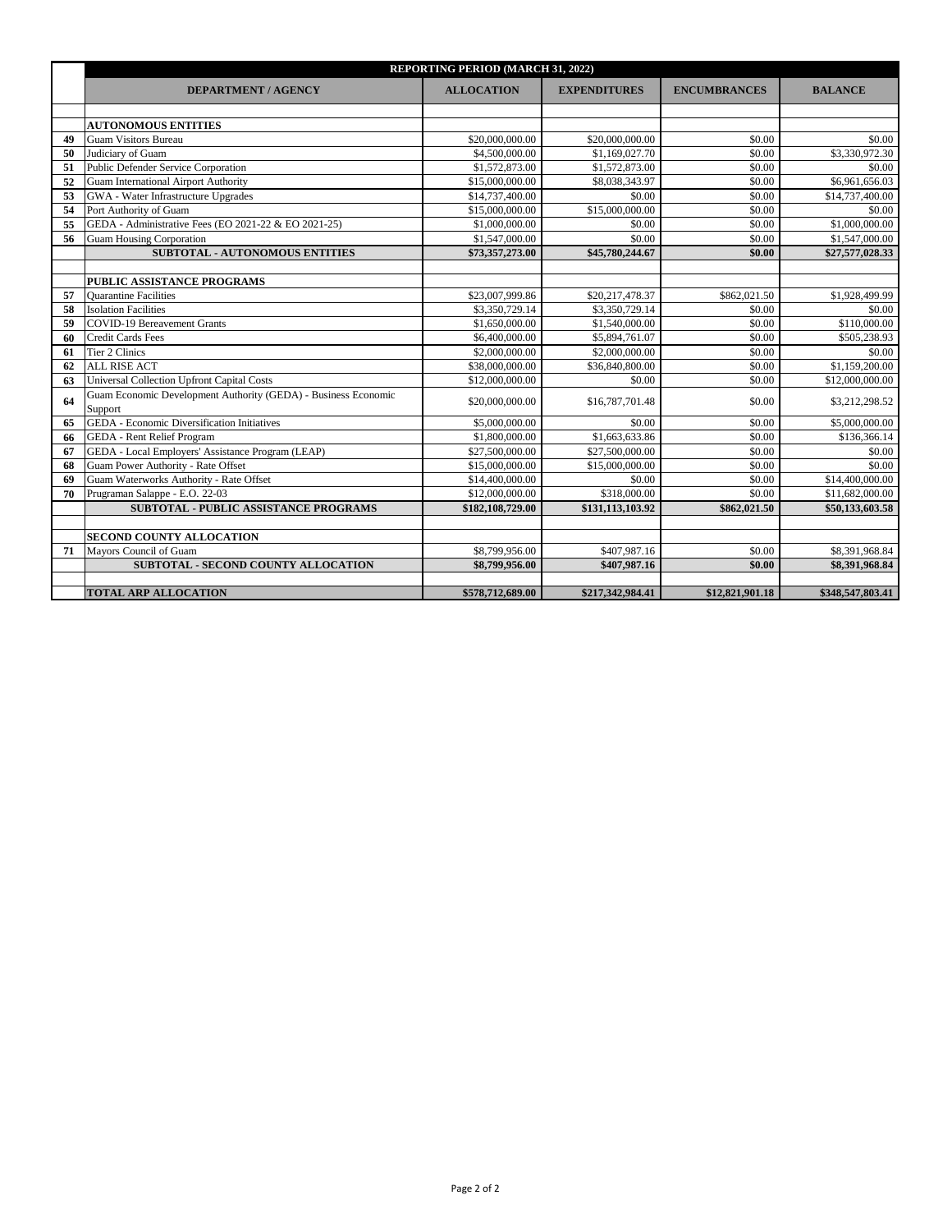| | REPORTING PERIOD (MARCH 31, 2022) | | | | |
|---|---|---|---|---|---|
| | **DEPARTMENT / AGENCY** | **ALLOCATION** | **EXPENDITURES** | **ENCUMBRANCES** | **BALANCE** |
| | | | | | |
| | **AUTONOMOUS ENTITIES** | | | | |
| 49 | Guam Visitors Bureau | $20,000,000.00 | $20,000,000.00 | $0.00 | $0.00 |
| 50 | Judiciary of Guam | $4,500,000.00 | $1,169,027.70 | $0.00 | $3,330,972.30 |
| 51 | Public Defender Service Corporation | $1,572,873.00 | $1,572,873.00 | $0.00 | $0.00 |
| 52 | Guam International Airport Authority | $15,000,000.00 | $8,038,343.97 | $0.00 | $6,961,656.03 |
| 53 | GWA - Water Infrastructure Upgrades | $14,737,400.00 | $0.00 | $0.00 | $14,737,400.00 |
| 54 | Port Authority of Guam | $15,000,000.00 | $15,000,000.00 | $0.00 | $0.00 |
| 55 | GEDA - Administrative Fees (EO 2021-22 & EO 2021-25) | $1,000,000.00 | $0.00 | $0.00 | $1,000,000.00 |
| 56 | Guam Housing Corporation | $1,547,000.00 | $0.00 | $0.00 | $1,547,000.00 |
| | **SUBTOTAL - AUTONOMOUS ENTITIES** | **$73,357,273.00** | **$45,780,244.67** | **$0.00** | **$27,577,028.33** |
| | | | | | |
| | **PUBLIC ASSISTANCE PROGRAMS** | | | | |
| 57 | Quarantine Facilities | $23,007,999.86 | $20,217,478.37 | $862,021.50 | $1,928,499.99 |
| 58 | Isolation Facilities | $3,350,729.14 | $3,350,729.14 | $0.00 | $0.00 |
| 59 | COVID-19 Bereavement Grants | $1,650,000.00 | $1,540,000.00 | $0.00 | $110,000.00 |
| 60 | Credit Cards Fees | $6,400,000.00 | $5,894,761.07 | $0.00 | $505,238.93 |
| 61 | Tier 2 Clinics | $2,000,000.00 | $2,000,000.00 | $0.00 | $0.00 |
| 62 | ALL RISE ACT | $38,000,000.00 | $36,840,800.00 | $0.00 | $1,159,200.00 |
| 63 | Universal Collection Upfront Capital Costs | $12,000,000.00 | $0.00 | $0.00 | $12,000,000.00 |
| 64 | Guam Economic Development Authority (GEDA) - Business Economic Support | $20,000,000.00 | $16,787,701.48 | $0.00 | $3,212,298.52 |
| 65 | GEDA - Economic Diversification Initiatives | $5,000,000.00 | $0.00 | $0.00 | $5,000,000.00 |
| 66 | GEDA - Rent Relief Program | $1,800,000.00 | $1,663,633.86 | $0.00 | $136,366.14 |
| 67 | GEDA - Local Employers' Assistance Program (LEAP) | $27,500,000.00 | $27,500,000.00 | $0.00 | $0.00 |
| 68 | Guam Power Authority - Rate Offset | $15,000,000.00 | $15,000,000.00 | $0.00 | $0.00 |
| 69 | Guam Waterworks Authority - Rate Offset | $14,400,000.00 | $0.00 | $0.00 | $14,400,000.00 |
| 70 | Prugraman Salappe - E.O. 22-03 | $12,000,000.00 | $318,000.00 | $0.00 | $11,682,000.00 |
| | **SUBTOTAL - PUBLIC ASSISTANCE PROGRAMS** | **$182,108,729.00** | **$131,113,103.92** | **$862,021.50** | **$50,133,603.58** |
| | | | | | |
| | **SECOND COUNTY ALLOCATION** | | | | |
| 71 | Mayors Council of Guam | $8,799,956.00 | $407,987.16 | $0.00 | $8,391,968.84 |
| | **SUBTOTAL - SECOND COUNTY ALLOCATION** | **$8,799,956.00** | **$407,987.16** | **$0.00** | **$8,391,968.84** |
| | | | | | |
| | **TOTAL ARP ALLOCATION** | **$578,712,689.00** | **$217,342,984.41** | **$12,821,901.18** | **$348,547,803.41** |